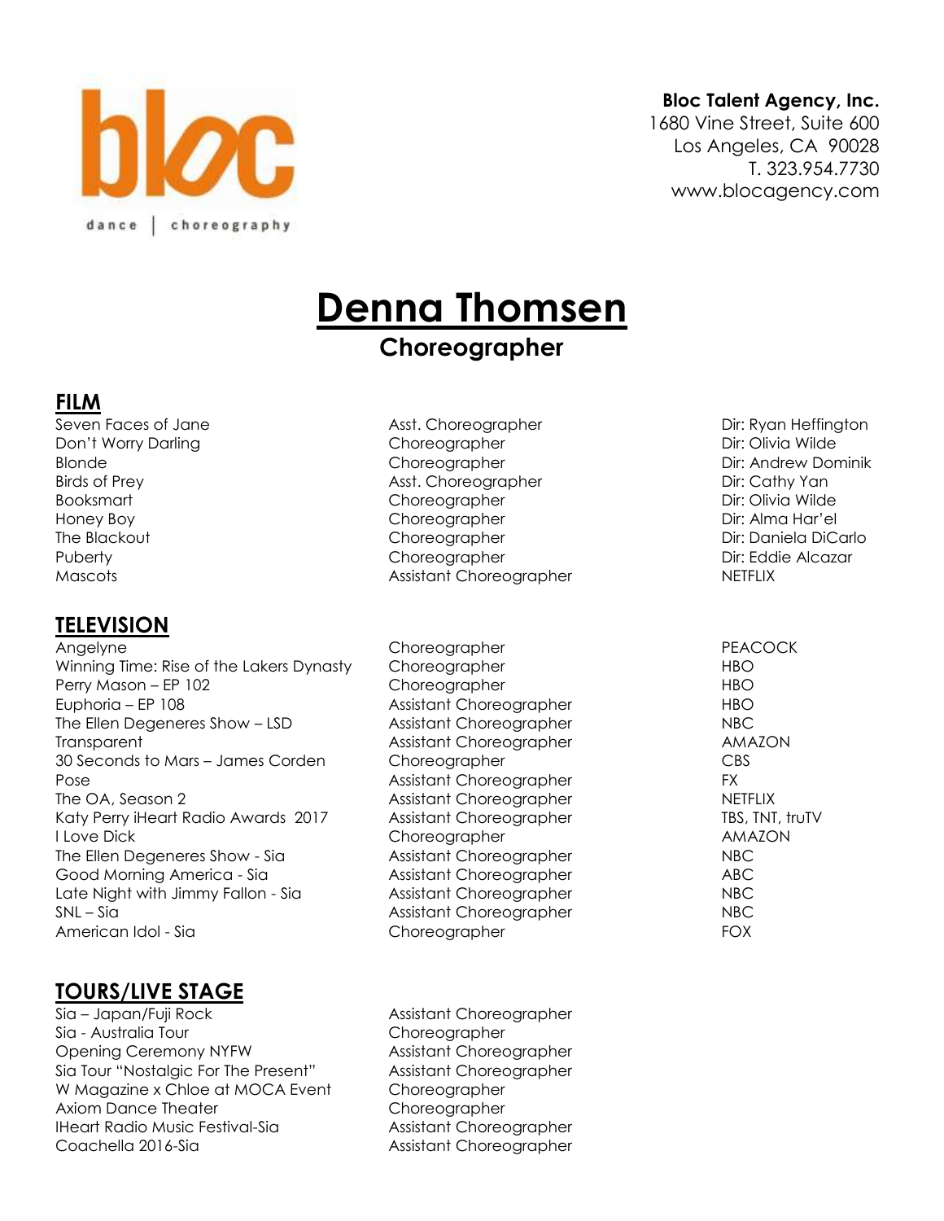bloc

dance | choreography

**Bloc Talent Agency, Inc.**
1680 Vine Street, Suite 600
Los Angeles, CA 90028
T. 323.954.7730
www.blocagency.com

# Denna Thomsen

## Choreographer

## FILM

| | | |
|---|---|---|
| Seven Faces of Jane | Asst. Choreographer | Dir: Ryan Heffington |
| Don't Worry Darling | Choreographer | Dir: Olivia Wilde |
| Blonde | Choreographer | Dir: Andrew Dominik |
| Birds of Prey | Asst. Choreographer | Dir: Cathy Yan |
| Booksmart | Choreographer | Dir: Olivia Wilde |
| Honey Boy | Choreographer | Dir: Alma Har'el |
| The Blackout | Choreographer | Dir: Daniela DiCarlo |
| Puberty | Choreographer | Dir: Eddie Alcazar |
| Mascots | Assistant Choreographer | NETFLIX |

## TELEVISION

| | | |
|---|---|---|
| Angelyne | Choreographer | PEACOCK |
| Winning Time: Rise of the Lakers Dynasty | Choreographer | HBO |
| Perry Mason – EP 102 | Choreographer | HBO |
| Euphoria – EP 108 | Assistant Choreographer | HBO |
| The Ellen Degeneres Show – LSD | Assistant Choreographer | NBC |
| Transparent | Assistant Choreographer | AMAZON |
| 30 Seconds to Mars – James Corden | Choreographer | CBS |
| Pose | Assistant Choreographer | FX |
| The OA, Season 2 | Assistant Choreographer | NETFLIX |
| Katy Perry iHeart Radio Awards 2017 | Assistant Choreographer | TBS, TNT, truTV |
| I Love Dick | Choreographer | AMAZON |
| The Ellen Degeneres Show - Sia | Assistant Choreographer | NBC |
| Good Morning America - Sia | Assistant Choreographer | ABC |
| Late Night with Jimmy Fallon - Sia | Assistant Choreographer | NBC |
| SNL – Sia | Assistant Choreographer | NBC |
| American Idol - Sia | Choreographer | FOX |

## TOURS/LIVE STAGE

| | |
|---|---|
| Sia – Japan/Fuji Rock | Assistant Choreographer |
| Sia - Australia Tour | Choreographer |
| Opening Ceremony NYFW | Assistant Choreographer |
| Sia Tour "Nostalgic For The Present" | Assistant Choreographer |
| W Magazine x Chloe at MOCA Event | Choreographer |
| Axiom Dance Theater | Choreographer |
| IHeart Radio Music Festival-Sia | Assistant Choreographer |
| Coachella 2016-Sia | Assistant Choreographer |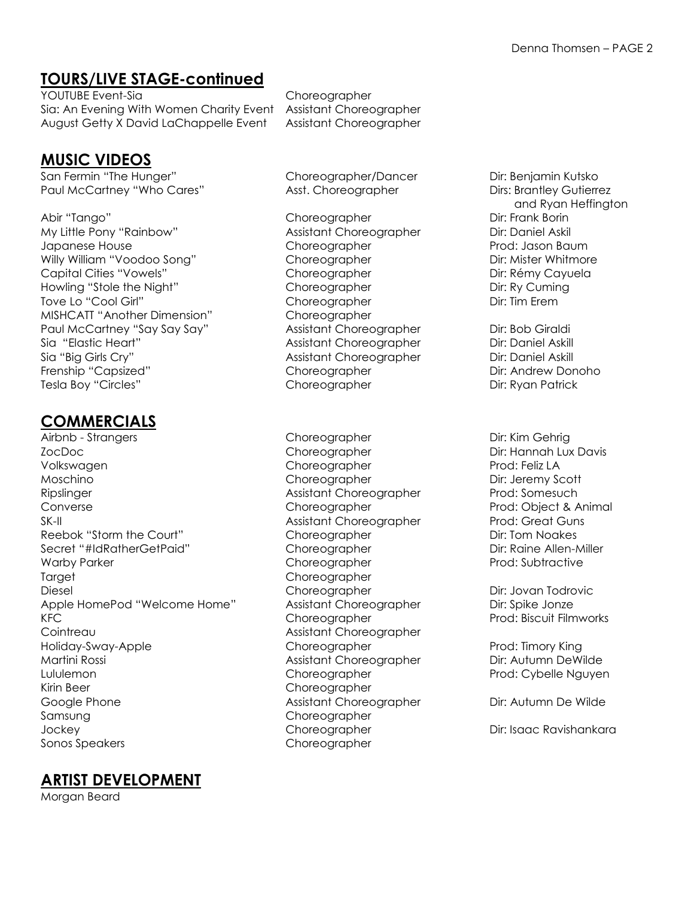## TOURS/LIVE STAGE-continued

| | | |
|---|---|---|
| YOUTUBE Event-Sia | Choreographer | |
| Sia: An Evening With Women Charity Event | Assistant Choreographer | |
| August Getty X David LaChappelle Event | Assistant Choreographer | |

## MUSIC VIDEOS

| | | |
|---|---|---|
| San Fermin "The Hunger" | Choreographer/Dancer | Dir: Benjamin Kutsko |
| Paul McCartney "Who Cares" | Asst. Choreographer | Dirs: Brantley Gutierrez and Ryan Heffington |
| Abir "Tango" | Choreographer | Dir: Frank Borin |
| My Little Pony "Rainbow" | Assistant Choreographer | Dir: Daniel Askil |
| Japanese House | Choreographer | Prod: Jason Baum |
| Willy William "Voodoo Song" | Choreographer | Dir: Mister Whitmore |
| Capital Cities "Vowels" | Choreographer | Dir: Rémy Cayuela |
| Howling "Stole the Night" | Choreographer | Dir: Ry Cuming |
| Tove Lo "Cool Girl" | Choreographer | Dir: Tim Erem |
| MISHCATT "Another Dimension" | Choreographer | |
| Paul McCartney "Say Say Say" | Assistant Choreographer | Dir: Bob Giraldi |
| Sia "Elastic Heart" | Assistant Choreographer | Dir: Daniel Askill |
| Sia "Big Girls Cry" | Assistant Choreographer | Dir: Daniel Askill |
| Frenship "Capsized" | Choreographer | Dir: Andrew Donoho |
| Tesla Boy "Circles" | Choreographer | Dir: Ryan Patrick |

## COMMERCIALS

| | | |
|---|---|---|
| Airbnb - Strangers | Choreographer | Dir: Kim Gehrig |
| ZocDoc | Choreographer | Dir: Hannah Lux Davis |
| Volkswagen | Choreographer | Prod: Feliz LA |
| Moschino | Choreographer | Dir: Jeremy Scott |
| Ripslinger | Assistant Choreographer | Prod: Somesuch |
| Converse | Choreographer | Prod: Object & Animal |
| SK-II | Assistant Choreographer | Prod: Great Guns |
| Reebok "Storm the Court" | Choreographer | Dir: Tom Noakes |
| Secret "#IdRatherGetPaid" | Choreographer | Dir: Raine Allen-Miller |
| Warby Parker | Choreographer | Prod: Subtractive |
| Target | Choreographer | |
| Diesel | Choreographer | Dir: Jovan Todrovic |
| Apple HomePod "Welcome Home" | Assistant Choreographer | Dir: Spike Jonze |
| KFC | Choreographer | Prod: Biscuit Filmworks |
| Cointreau | Assistant Choreographer | |
| Holiday-Sway-Apple | Choreographer | Prod: Timory King |
| Martini Rossi | Assistant Choreographer | Dir: Autumn DeWilde |
| Lululemon | Choreographer | Prod: Cybelle Nguyen |
| Kirin Beer | Choreographer | |
| Google Phone | Assistant Choreographer | Dir: Autumn De Wilde |
| Samsung | Choreographer | |
| Jockey | Choreographer | Dir: Isaac Ravishankara |
| Sonos Speakers | Choreographer | |

## ARTIST DEVELOPMENT

Morgan Beard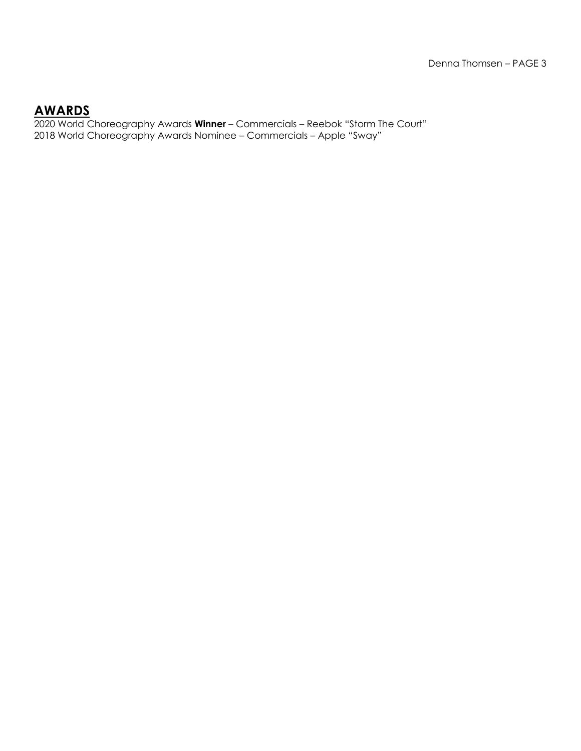## AWARDS

2020 World Choreography Awards **Winner** – Commercials – Reebok "Storm The Court"
2018 World Choreography Awards Nominee – Commercials – Apple "Sway"